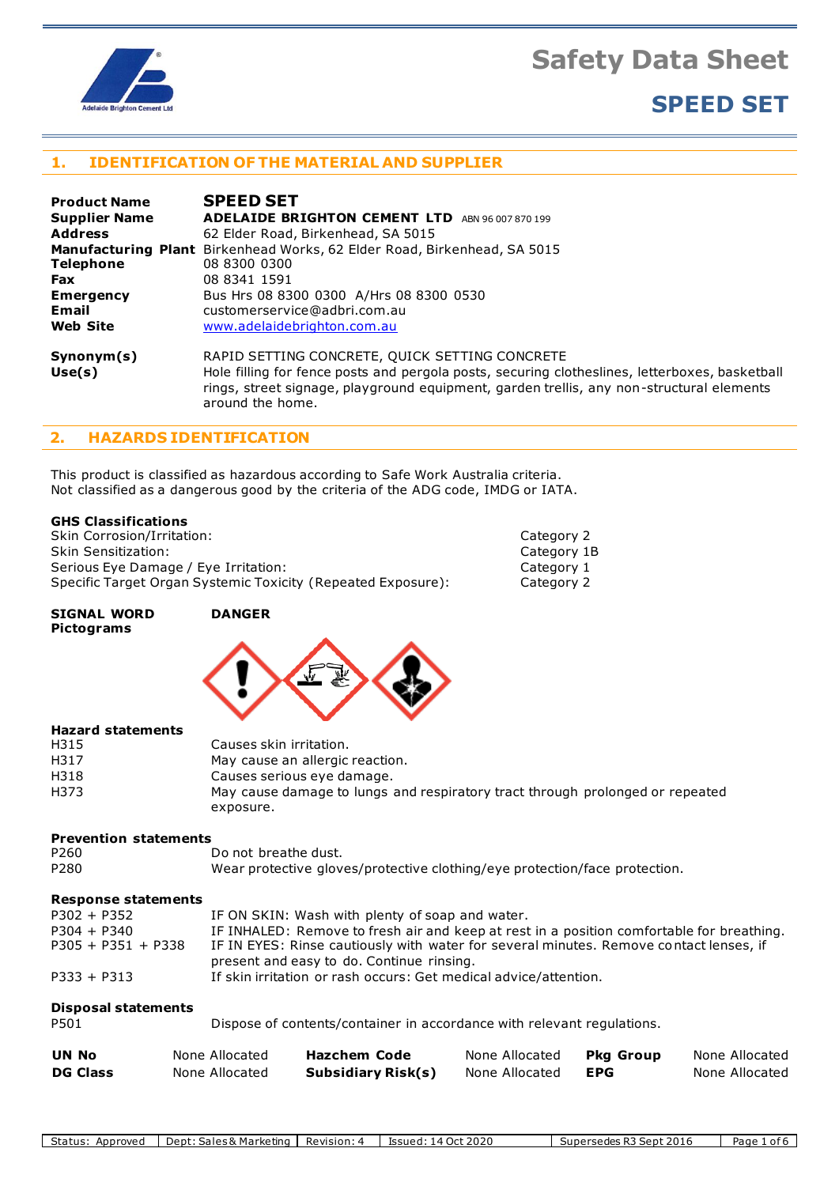# Safety Data Sheet

# SPEED SET

## 1. IDENTIFICATION OF THE MATERIAL AND SUPPLIER

| | |
|---|---|
| **Product Name** | **SPEED SET** |
| **Supplier Name** | **ADELAIDE BRIGHTON CEMENT LTD** ABN 96 007 870 199 |
| **Address** | 62 Elder Road, Birkenhead, SA 5015 |
| **Manufacturing Plant** | Birkenhead Works, 62 Elder Road, Birkenhead, SA 5015 |
| **Telephone** | 08 8300 0300 |
| **Fax** | 08 8341 1591 |
| **Emergency** | Bus Hrs 08 8300 0300 A/Hrs 08 8300 0530 |
| **Email** | customerservice@adbri.com.au |
| **Web Site** | www.adelaidebrighton.com.au |
| **Synonym(s)** | RAPID SETTING CONCRETE, QUICK SETTING CONCRETE |
| **Use(s)** | Hole filling for fence posts and pergola posts, securing clotheslines, letterboxes, basketball rings, street signage, playground equipment, garden trellis, any non-structural elements around the home. |

## 2. HAZARDS IDENTIFICATION

This product is classified as hazardous according to Safe Work Australia criteria.
Not classified as a dangerous good by the criteria of the ADG code, IMDG or IATA.

**GHS Classifications**

| | |
|---|---|
| Skin Corrosion/Irritation: | Category 2 |
| Skin Sensitization: | Category 1B |
| Serious Eye Damage / Eye Irritation: | Category 1 |
| Specific Target Organ Systemic Toxicity (Repeated Exposure): | Category 2 |

**SIGNAL WORD** **DANGER**

**Pictograms**

**Hazard statements**

| | |
|---|---|
| H315 | Causes skin irritation. |
| H317 | May cause an allergic reaction. |
| H318 | Causes serious eye damage. |
| H373 | May cause damage to lungs and respiratory tract through prolonged or repeated exposure. |

**Prevention statements**

| | |
|---|---|
| P260 | Do not breathe dust. |
| P280 | Wear protective gloves/protective clothing/eye protection/face protection. |

**Response statements**

| | |
|---|---|
| P302 + P352 | IF ON SKIN: Wash with plenty of soap and water. |
| P304 + P340 | IF INHALED: Remove to fresh air and keep at rest in a position comfortable for breathing. |
| P305 + P351 + P338 | IF IN EYES: Rinse cautiously with water for several minutes. Remove contact lenses, if present and easy to do. Continue rinsing. |
| P333 + P313 | If skin irritation or rash occurs: Get medical advice/attention. |

**Disposal statements**

| | |
|---|---|
| P501 | Dispose of contents/container in accordance with relevant regulations. |

| | | | | | |
|---|---|---|---|---|---|
| **UN No** | None Allocated | **Hazchem Code** | None Allocated | **Pkg Group** | None Allocated |
| **DG Class** | None Allocated | **Subsidiary Risk(s)** | None Allocated | **EPG** | None Allocated |

| Status: Approved | Dept: Sales & Marketing | Revision: 4 | Issued: 14 Oct 2020 | Supersedes R3 Sept 2016 |
|---|---|---|---|---|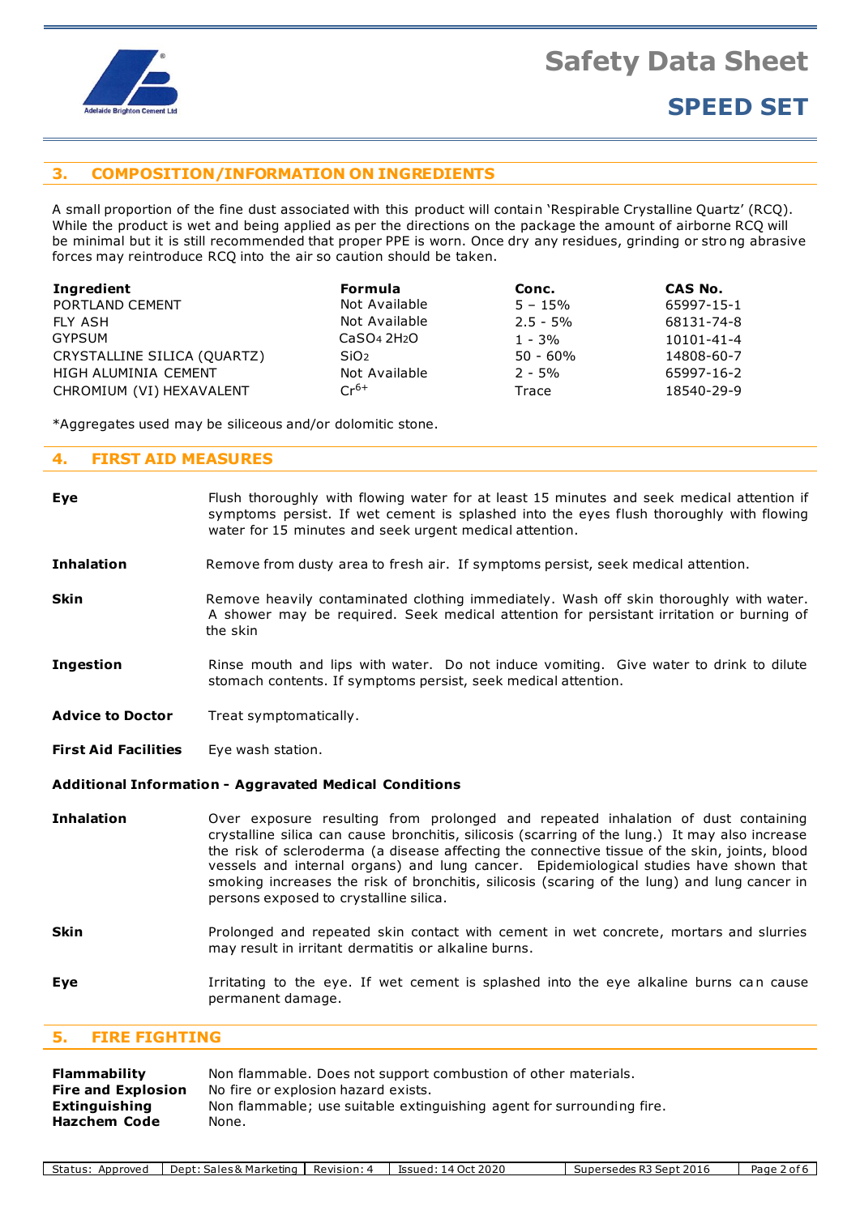## 3. COMPOSITION/INFORMATION ON INGREDIENTS

A small proportion of the fine dust associated with this product will contain 'Respirable Crystalline Quartz' (RCQ). While the product is wet and being applied as per the directions on the package the amount of airborne RCQ will be minimal but it is still recommended that proper PPE is worn. Once dry any residues, grinding or strong abrasive forces may reintroduce RCQ into the air so caution should be taken.

| Ingredient | Formula | Conc. | CAS No. |
|---|---|---|---|
| PORTLAND CEMENT | Not Available | 5 – 15% | 65997-15-1 |
| FLY ASH | Not Available | 2.5 - 5% | 68131-74-8 |
| GYPSUM | $CaSO_4\,2H_2O$ | 1 - 3% | 10101-41-4 |
| CRYSTALLINE SILICA (QUARTZ) | $SiO_2$ | 50 - 60% | 14808-60-7 |
| HIGH ALUMINIA CEMENT | Not Available | 2 - 5% | 65997-16-2 |
| CHROMIUM (VI) HEXAVALENT | $Cr^{6+}$ | Trace | 18540-29-9 |

*Aggregates used may be siliceous and/or dolomitic stone.

## 4. FIRST AID MEASURES

**Eye** Flush thoroughly with flowing water for at least 15 minutes and seek medical attention if symptoms persist. If wet cement is splashed into the eyes flush thoroughly with flowing water for 15 minutes and seek urgent medical attention.

**Inhalation** Remove from dusty area to fresh air. If symptoms persist, seek medical attention.

**Skin** Remove heavily contaminated clothing immediately. Wash off skin thoroughly with water. A shower may be required. Seek medical attention for persistant irritation or burning of the skin

**Ingestion** Rinse mouth and lips with water. Do not induce vomiting. Give water to drink to dilute stomach contents. If symptoms persist, seek medical attention.

**Advice to Doctor** Treat symptomatically.

**First Aid Facilities** Eye wash station.

**Additional Information - Aggravated Medical Conditions**

**Inhalation** Over exposure resulting from prolonged and repeated inhalation of dust containing crystalline silica can cause bronchitis, silicosis (scarring of the lung.) It may also increase the risk of scleroderma (a disease affecting the connective tissue of the skin, joints, blood vessels and internal organs) and lung cancer. Epidemiological studies have shown that smoking increases the risk of bronchitis, silicosis (scaring of the lung) and lung cancer in persons exposed to crystalline silica.

**Skin** Prolonged and repeated skin contact with cement in wet concrete, mortars and slurries may result in irritant dermatitis or alkaline burns.

**Eye** Irritating to the eye. If wet cement is splashed into the eye alkaline burns can cause permanent damage.

## 5. FIRE FIGHTING

**Flammability** Non flammable. Does not support combustion of other materials.
**Fire and Explosion** No fire or explosion hazard exists.
**Extinguishing** Non flammable; use suitable extinguishing agent for surrounding fire.
**Hazchem Code** None.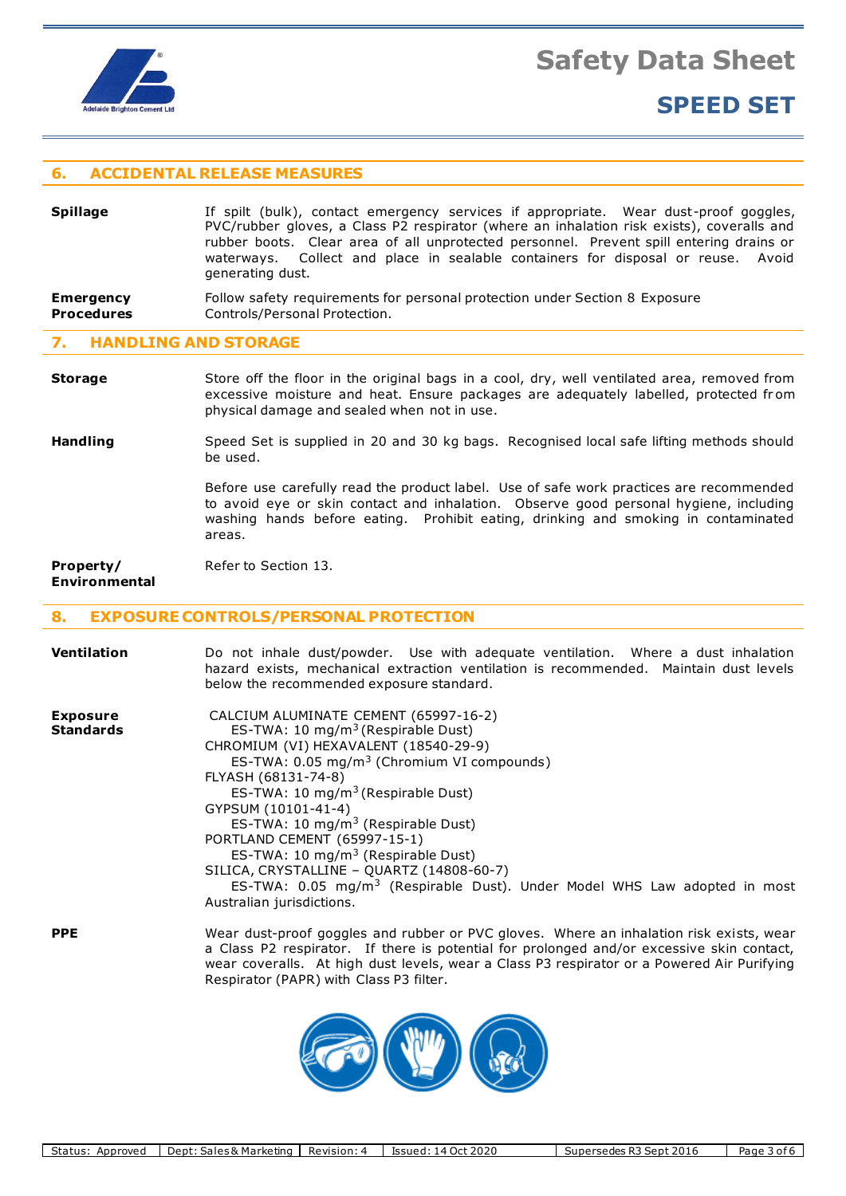## 6. ACCIDENTAL RELEASE MEASURES

**Spillage**

If spilt (bulk), contact emergency services if appropriate. Wear dust-proof goggles, PVC/rubber gloves, a Class P2 respirator (where an inhalation risk exists), coveralls and rubber boots. Clear area of all unprotected personnel. Prevent spill entering drains or waterways. Collect and place in sealable containers for disposal or reuse. Avoid generating dust.

**Emergency Procedures**

Follow safety requirements for personal protection under Section 8 Exposure Controls/Personal Protection.

## 7. HANDLING AND STORAGE

**Storage**

Store off the floor in the original bags in a cool, dry, well ventilated area, removed from excessive moisture and heat. Ensure packages are adequately labelled, protected from physical damage and sealed when not in use.

**Handling**

Speed Set is supplied in 20 and 30 kg bags. Recognised local safe lifting methods should be used.

Before use carefully read the product label. Use of safe work practices are recommended to avoid eye or skin contact and inhalation. Observe good personal hygiene, including washing hands before eating. Prohibit eating, drinking and smoking in contaminated areas.

**Property/ Environmental**

Refer to Section 13.

## 8. EXPOSURE CONTROLS/PERSONAL PROTECTION

**Ventilation**

Do not inhale dust/powder. Use with adequate ventilation. Where a dust inhalation hazard exists, mechanical extraction ventilation is recommended. Maintain dust levels below the recommended exposure standard.

**Exposure Standards**

CALCIUM ALUMINATE CEMENT (65997-16-2)
ES-TWA: 10 mg/m$^3$ (Respirable Dust)
CHROMIUM (VI) HEXAVALENT (18540-29-9)
ES-TWA: 0.05 mg/m$^3$ (Chromium VI compounds)
FLYASH (68131-74-8)
ES-TWA: 10 mg/m$^3$ (Respirable Dust)
GYPSUM (10101-41-4)
ES-TWA: 10 mg/m$^3$ (Respirable Dust)
PORTLAND CEMENT (65997-15-1)
ES-TWA: 10 mg/m$^3$ (Respirable Dust)
SILICA, CRYSTALLINE – QUARTZ (14808-60-7)
ES-TWA: 0.05 mg/m$^3$ (Respirable Dust). Under Model WHS Law adopted in most Australian jurisdictions.

**PPE**

Wear dust-proof goggles and rubber or PVC gloves. Where an inhalation risk exists, wear a Class P2 respirator. If there is potential for prolonged and/or excessive skin contact, wear coveralls. At high dust levels, wear a Class P3 respirator or a Powered Air Purifying Respirator (PAPR) with Class P3 filter.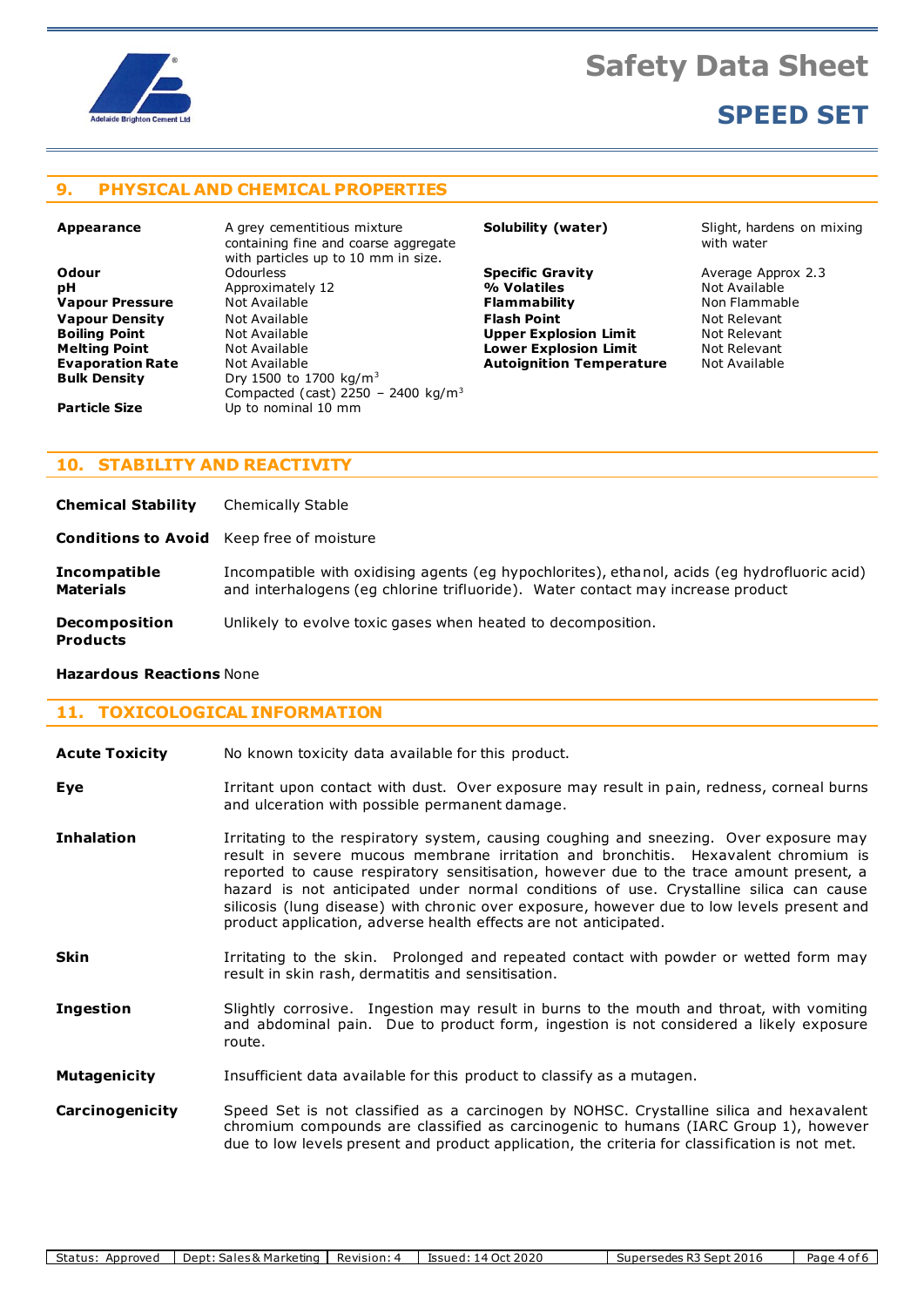## 9. PHYSICAL AND CHEMICAL PROPERTIES

| Property | Value | Property | Value |
|---|---|---|---|
| **Appearance** | A grey cementitious mixture containing fine and coarse aggregate with particles up to 10 mm in size. | **Solubility (water)** | Slight, hardens on mixing with water |
| **Odour** | Odourless | **Specific Gravity** | Average Approx 2.3 |
| **pH** | Approximately 12 | **% Volatiles** | Not Available |
| **Vapour Pressure** | Not Available | **Flammability** | Non Flammable |
| **Vapour Density** | Not Available | **Flash Point** | Not Relevant |
| **Boiling Point** | Not Available | **Upper Explosion Limit** | Not Relevant |
| **Melting Point** | Not Available | **Lower Explosion Limit** | Not Relevant |
| **Evaporation Rate** | Not Available | **Autoignition Temperature** | Not Available |
| **Bulk Density** | Dry 1500 to 1700 kg/m$^3$ Compacted (cast) 2250 – 2400 kg/m$^3$ | | |
| **Particle Size** | Up to nominal 10 mm | | |

## 10. STABILITY AND REACTIVITY

**Chemical Stability** Chemically Stable

**Conditions to Avoid** Keep free of moisture

**Incompatible Materials** Incompatible with oxidising agents (eg hypochlorites), ethanol, acids (eg hydrofluoric acid) and interhalogens (eg chlorine trifluoride). Water contact may increase product

**Decomposition Products** Unlikely to evolve toxic gases when heated to decomposition.

**Hazardous Reactions** None

## 11. TOXICOLOGICAL INFORMATION

**Acute Toxicity** No known toxicity data available for this product.

**Eye** Irritant upon contact with dust. Over exposure may result in pain, redness, corneal burns and ulceration with possible permanent damage.

**Inhalation** Irritating to the respiratory system, causing coughing and sneezing. Over exposure may result in severe mucous membrane irritation and bronchitis. Hexavalent chromium is reported to cause respiratory sensitisation, however due to the trace amount present, a hazard is not anticipated under normal conditions of use. Crystalline silica can cause silicosis (lung disease) with chronic over exposure, however due to low levels present and product application, adverse health effects are not anticipated.

**Skin** Irritating to the skin. Prolonged and repeated contact with powder or wetted form may result in skin rash, dermatitis and sensitisation.

**Ingestion** Slightly corrosive. Ingestion may result in burns to the mouth and throat, with vomiting and abdominal pain. Due to product form, ingestion is not considered a likely exposure route.

**Mutagenicity** Insufficient data available for this product to classify as a mutagen.

**Carcinogenicity** Speed Set is not classified as a carcinogen by NOHSC. Crystalline silica and hexavalent chromium compounds are classified as carcinogenic to humans (IARC Group 1), however due to low levels present and product application, the criteria for classification is not met.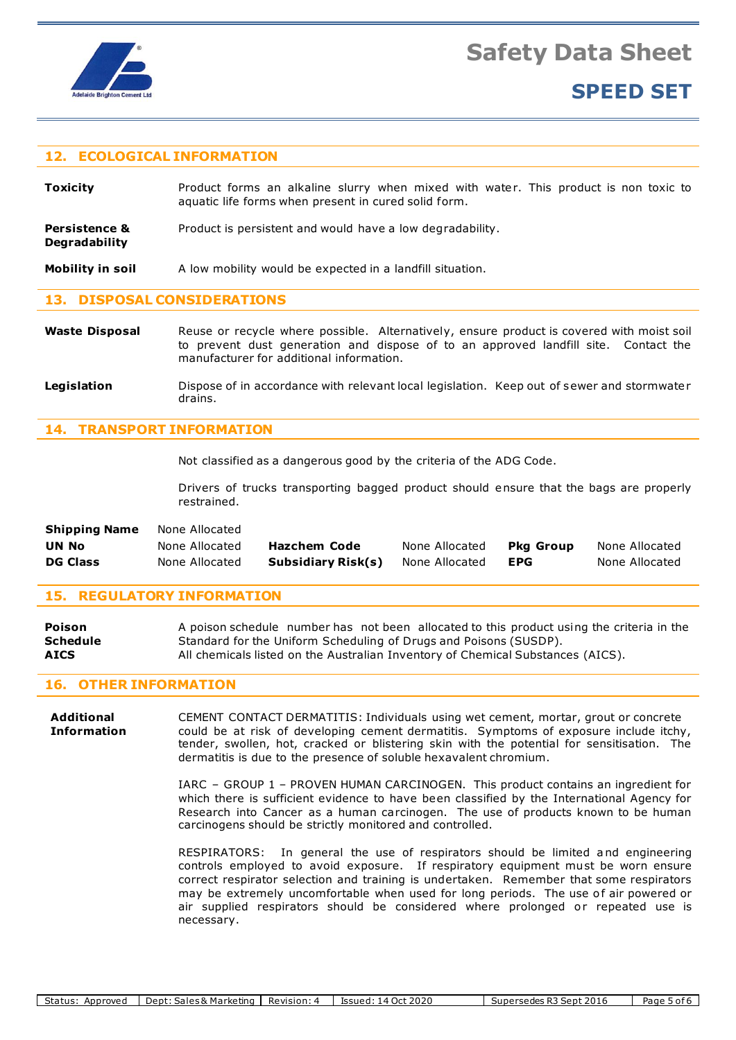## 12. ECOLOGICAL INFORMATION

**Toxicity** Product forms an alkaline slurry when mixed with water. This product is non toxic to aquatic life forms when present in cured solid form.

**Persistence & Degradability** Product is persistent and would have a low degradability.

**Mobility in soil** A low mobility would be expected in a landfill situation.

## 13. DISPOSAL CONSIDERATIONS

**Waste Disposal** Reuse or recycle where possible. Alternatively, ensure product is covered with moist soil to prevent dust generation and dispose of to an approved landfill site. Contact the manufacturer for additional information.

**Legislation** Dispose of in accordance with relevant local legislation. Keep out of sewer and stormwater drains.

## 14. TRANSPORT INFORMATION

Not classified as a dangerous good by the criteria of the ADG Code.

Drivers of trucks transporting bagged product should ensure that the bags are properly restrained.

| | | | | | |
|---|---|---|---|---|---|
| **Shipping Name** | None Allocated | | | | |
| **UN No** | None Allocated | **Hazchem Code** | None Allocated | **Pkg Group** | None Allocated |
| **DG Class** | None Allocated | **Subsidiary Risk(s)** | None Allocated | **EPG** | None Allocated |

## 15. REGULATORY INFORMATION

**Poison Schedule** A poison schedule number has not been allocated to this product using the criteria in the Standard for the Uniform Scheduling of Drugs and Poisons (SUSDP).

**AICS** All chemicals listed on the Australian Inventory of Chemical Substances (AICS).

## 16. OTHER INFORMATION

**Additional Information**

CEMENT CONTACT DERMATITIS: Individuals using wet cement, mortar, grout or concrete could be at risk of developing cement dermatitis. Symptoms of exposure include itchy, tender, swollen, hot, cracked or blistering skin with the potential for sensitisation. The dermatitis is due to the presence of soluble hexavalent chromium.

IARC – GROUP 1 – PROVEN HUMAN CARCINOGEN. This product contains an ingredient for which there is sufficient evidence to have been classified by the International Agency for Research into Cancer as a human carcinogen. The use of products known to be human carcinogens should be strictly monitored and controlled.

RESPIRATORS: In general the use of respirators should be limited and engineering controls employed to avoid exposure. If respiratory equipment must be worn ensure correct respirator selection and training is undertaken. Remember that some respirators may be extremely uncomfortable when used for long periods. The use of air powered or air supplied respirators should be considered where prolonged or repeated use is necessary.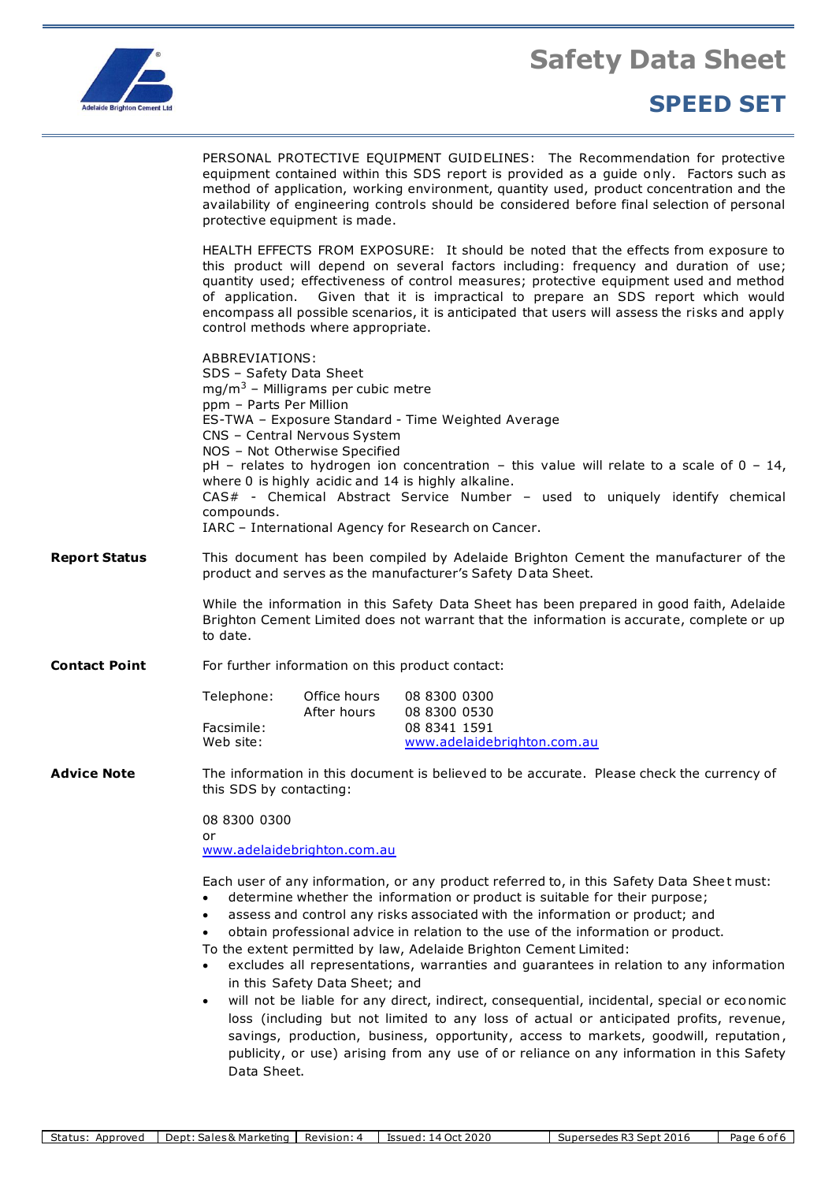PERSONAL PROTECTIVE EQUIPMENT GUIDELINES: The Recommendation for protective equipment contained within this SDS report is provided as a guide only. Factors such as method of application, working environment, quantity used, product concentration and the availability of engineering controls should be considered before final selection of personal protective equipment is made.

HEALTH EFFECTS FROM EXPOSURE: It should be noted that the effects from exposure to this product will depend on several factors including: frequency and duration of use; quantity used; effectiveness of control measures; protective equipment used and method of application. Given that it is impractical to prepare an SDS report which would encompass all possible scenarios, it is anticipated that users will assess the risks and apply control methods where appropriate.

ABBREVIATIONS:
SDS – Safety Data Sheet
$mg/m^3$ – Milligrams per cubic metre
ppm – Parts Per Million
ES-TWA – Exposure Standard - Time Weighted Average
CNS – Central Nervous System
NOS – Not Otherwise Specified
pH – relates to hydrogen ion concentration – this value will relate to a scale of 0 – 14, where 0 is highly acidic and 14 is highly alkaline.
CAS# - Chemical Abstract Service Number – used to uniquely identify chemical compounds.
IARC – International Agency for Research on Cancer.

**Report Status**

This document has been compiled by Adelaide Brighton Cement the manufacturer of the product and serves as the manufacturer's Safety Data Sheet.

While the information in this Safety Data Sheet has been prepared in good faith, Adelaide Brighton Cement Limited does not warrant that the information is accurate, complete or up to date.

**Contact Point**

For further information on this product contact:

| | | |
|---|---|---|
| Telephone: | Office hours | 08 8300 0300 |
| | After hours | 08 8300 0530 |
| Facsimile: | | 08 8341 1591 |
| Web site: | | www.adelaidebrighton.com.au |

**Advice Note**

The information in this document is believed to be accurate. Please check the currency of this SDS by contacting:

08 8300 0300
or
www.adelaidebrighton.com.au

Each user of any information, or any product referred to, in this Safety Data Sheet must:

- determine whether the information or product is suitable for their purpose;
- assess and control any risks associated with the information or product; and
- obtain professional advice in relation to the use of the information or product.

To the extent permitted by law, Adelaide Brighton Cement Limited:

- excludes all representations, warranties and guarantees in relation to any information in this Safety Data Sheet; and
- will not be liable for any direct, indirect, consequential, incidental, special or economic loss (including but not limited to any loss of actual or anticipated profits, revenue, savings, production, business, opportunity, access to markets, goodwill, reputation, publicity, or use) arising from any use of or reliance on any information in this Safety Data Sheet.

| | | | | | |
|---|---|---|---|---|---|
| Status: Approved | Dept: Sales & Marketing | Revision: 4 | Issued: 14 Oct 2020 | Supersedes R3 Sept 2016 | Page 6 of 6 |